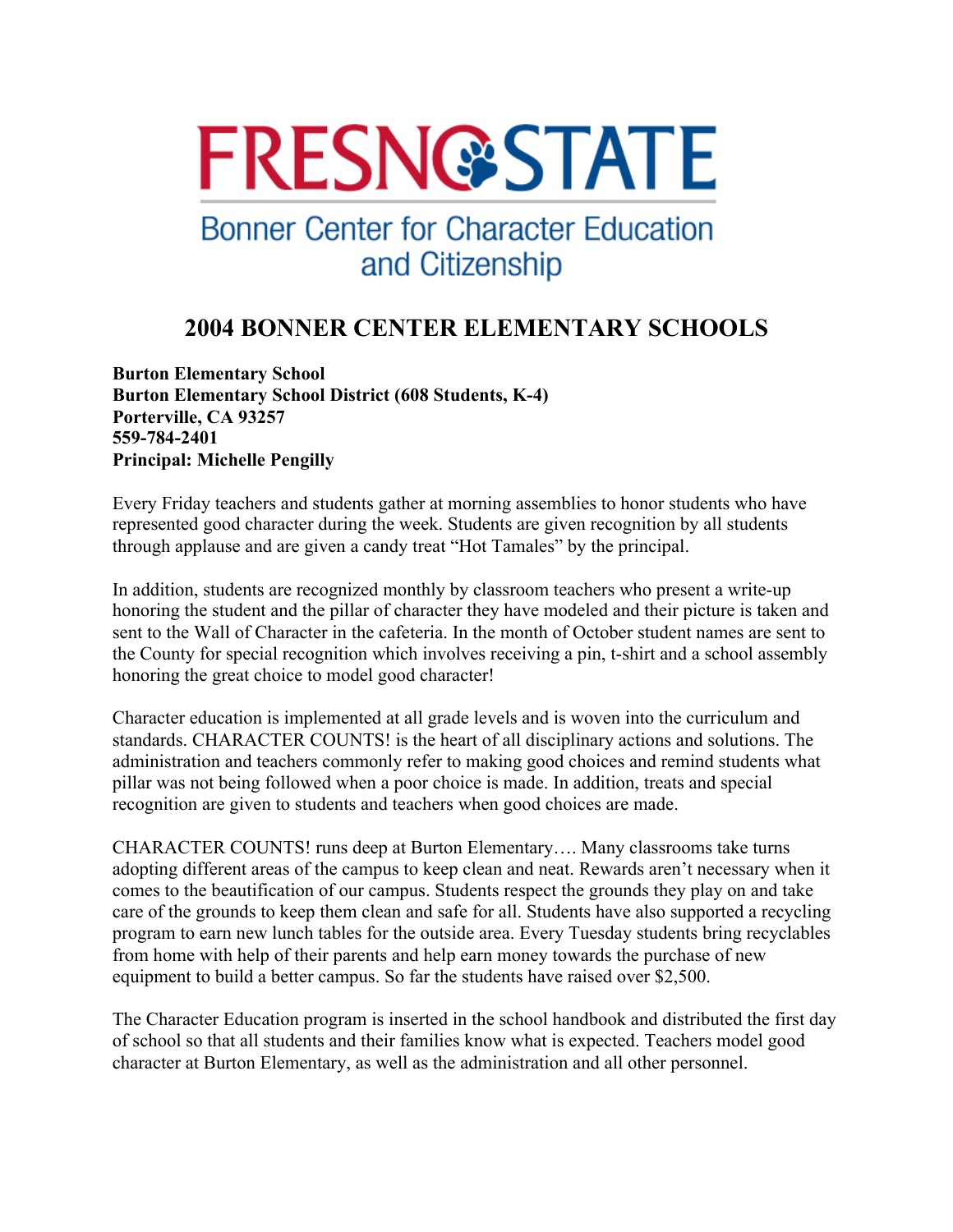FRESNO STATE

Bonner Center for Character Education and Citizenship

# 2004 BONNER CENTER ELEMENTARY SCHOOLS

**Burton Elementary School**
**Burton Elementary School District (608 Students, K-4)**
**Porterville, CA 93257**
**559-784-2401**
**Principal: Michelle Pengilly**

Every Friday teachers and students gather at morning assemblies to honor students who have represented good character during the week. Students are given recognition by all students through applause and are given a candy treat "Hot Tamales" by the principal.

In addition, students are recognized monthly by classroom teachers who present a write-up honoring the student and the pillar of character they have modeled and their picture is taken and sent to the Wall of Character in the cafeteria. In the month of October student names are sent to the County for special recognition which involves receiving a pin, t-shirt and a school assembly honoring the great choice to model good character!

Character education is implemented at all grade levels and is woven into the curriculum and standards. CHARACTER COUNTS! is the heart of all disciplinary actions and solutions. The administration and teachers commonly refer to making good choices and remind students what pillar was not being followed when a poor choice is made. In addition, treats and special recognition are given to students and teachers when good choices are made.

CHARACTER COUNTS! runs deep at Burton Elementary…. Many classrooms take turns adopting different areas of the campus to keep clean and neat. Rewards aren't necessary when it comes to the beautification of our campus. Students respect the grounds they play on and take care of the grounds to keep them clean and safe for all. Students have also supported a recycling program to earn new lunch tables for the outside area. Every Tuesday students bring recyclables from home with help of their parents and help earn money towards the purchase of new equipment to build a better campus. So far the students have raised over $2,500.

The Character Education program is inserted in the school handbook and distributed the first day of school so that all students and their families know what is expected. Teachers model good character at Burton Elementary, as well as the administration and all other personnel.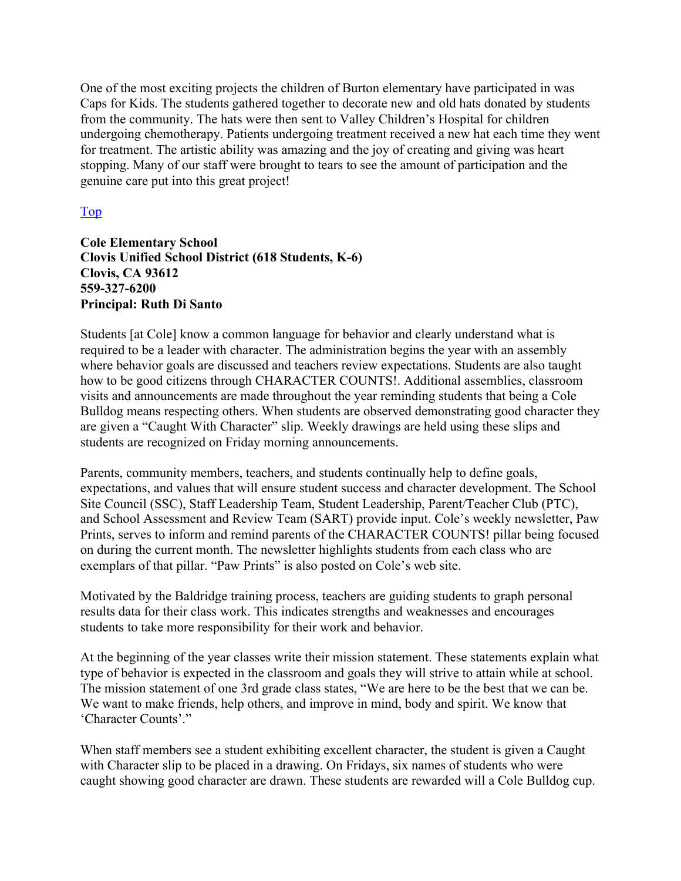One of the most exciting projects the children of Burton elementary have participated in was Caps for Kids. The students gathered together to decorate new and old hats donated by students from the community. The hats were then sent to Valley Children's Hospital for children undergoing chemotherapy. Patients undergoing treatment received a new hat each time they went for treatment. The artistic ability was amazing and the joy of creating and giving was heart stopping. Many of our staff were brought to tears to see the amount of participation and the genuine care put into this great project!

Top

**Cole Elementary School**
**Clovis Unified School District (618 Students, K-6)**
**Clovis, CA 93612**
**559-327-6200**
**Principal: Ruth Di Santo**

Students [at Cole] know a common language for behavior and clearly understand what is required to be a leader with character. The administration begins the year with an assembly where behavior goals are discussed and teachers review expectations. Students are also taught how to be good citizens through CHARACTER COUNTS!. Additional assemblies, classroom visits and announcements are made throughout the year reminding students that being a Cole Bulldog means respecting others. When students are observed demonstrating good character they are given a "Caught With Character" slip. Weekly drawings are held using these slips and students are recognized on Friday morning announcements.

Parents, community members, teachers, and students continually help to define goals, expectations, and values that will ensure student success and character development. The School Site Council (SSC), Staff Leadership Team, Student Leadership, Parent/Teacher Club (PTC), and School Assessment and Review Team (SART) provide input. Cole's weekly newsletter, Paw Prints, serves to inform and remind parents of the CHARACTER COUNTS! pillar being focused on during the current month. The newsletter highlights students from each class who are exemplars of that pillar. "Paw Prints" is also posted on Cole's web site.

Motivated by the Baldridge training process, teachers are guiding students to graph personal results data for their class work. This indicates strengths and weaknesses and encourages students to take more responsibility for their work and behavior.

At the beginning of the year classes write their mission statement. These statements explain what type of behavior is expected in the classroom and goals they will strive to attain while at school. The mission statement of one 3rd grade class states, "We are here to be the best that we can be. We want to make friends, help others, and improve in mind, body and spirit. We know that 'Character Counts'."

When staff members see a student exhibiting excellent character, the student is given a Caught with Character slip to be placed in a drawing. On Fridays, six names of students who were caught showing good character are drawn. These students are rewarded will a Cole Bulldog cup.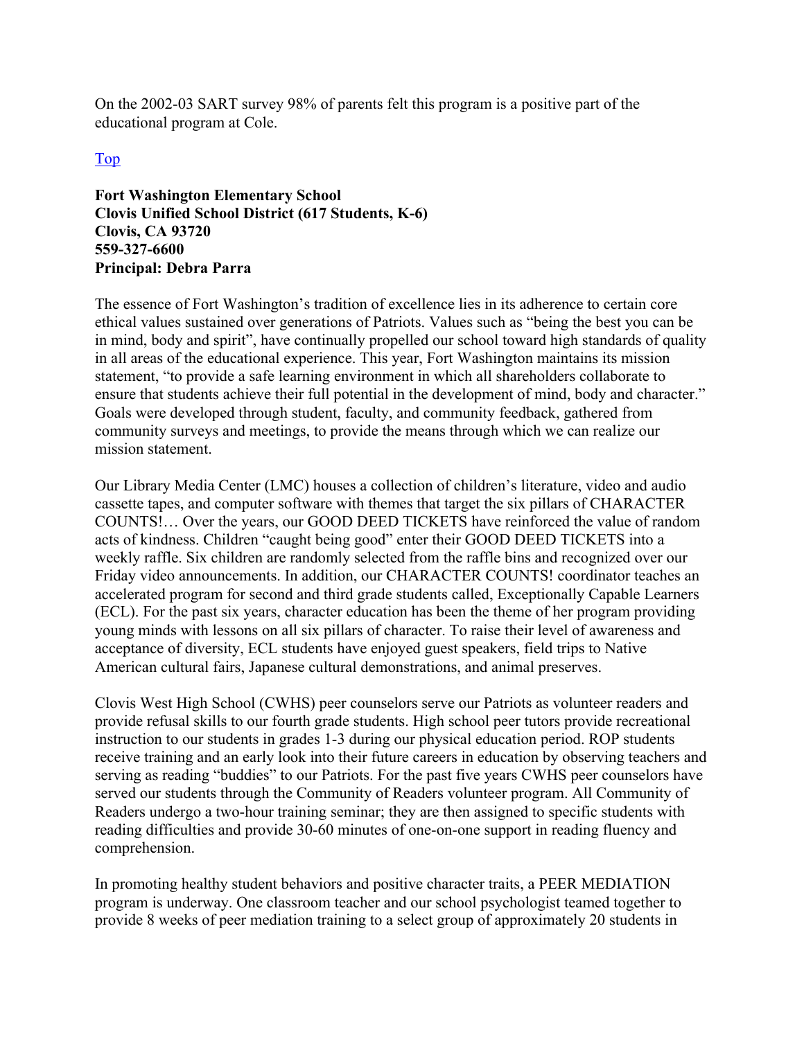On the 2002-03 SART survey 98% of parents felt this program is a positive part of the educational program at Cole.

[Top]

**Fort Washington Elementary School**
**Clovis Unified School District (617 Students, K-6)**
**Clovis, CA 93720**
**559-327-6600**
**Principal: Debra Parra**

The essence of Fort Washington's tradition of excellence lies in its adherence to certain core ethical values sustained over generations of Patriots. Values such as "being the best you can be in mind, body and spirit", have continually propelled our school toward high standards of quality in all areas of the educational experience. This year, Fort Washington maintains its mission statement, "to provide a safe learning environment in which all shareholders collaborate to ensure that students achieve their full potential in the development of mind, body and character." Goals were developed through student, faculty, and community feedback, gathered from community surveys and meetings, to provide the means through which we can realize our mission statement.

Our Library Media Center (LMC) houses a collection of children's literature, video and audio cassette tapes, and computer software with themes that target the six pillars of CHARACTER COUNTS!… Over the years, our GOOD DEED TICKETS have reinforced the value of random acts of kindness. Children "caught being good" enter their GOOD DEED TICKETS into a weekly raffle. Six children are randomly selected from the raffle bins and recognized over our Friday video announcements. In addition, our CHARACTER COUNTS! coordinator teaches an accelerated program for second and third grade students called, Exceptionally Capable Learners (ECL). For the past six years, character education has been the theme of her program providing young minds with lessons on all six pillars of character. To raise their level of awareness and acceptance of diversity, ECL students have enjoyed guest speakers, field trips to Native American cultural fairs, Japanese cultural demonstrations, and animal preserves.

Clovis West High School (CWHS) peer counselors serve our Patriots as volunteer readers and provide refusal skills to our fourth grade students. High school peer tutors provide recreational instruction to our students in grades 1-3 during our physical education period. ROP students receive training and an early look into their future careers in education by observing teachers and serving as reading "buddies" to our Patriots. For the past five years CWHS peer counselors have served our students through the Community of Readers volunteer program. All Community of Readers undergo a two-hour training seminar; they are then assigned to specific students with reading difficulties and provide 30-60 minutes of one-on-one support in reading fluency and comprehension.

In promoting healthy student behaviors and positive character traits, a PEER MEDIATION program is underway. One classroom teacher and our school psychologist teamed together to provide 8 weeks of peer mediation training to a select group of approximately 20 students in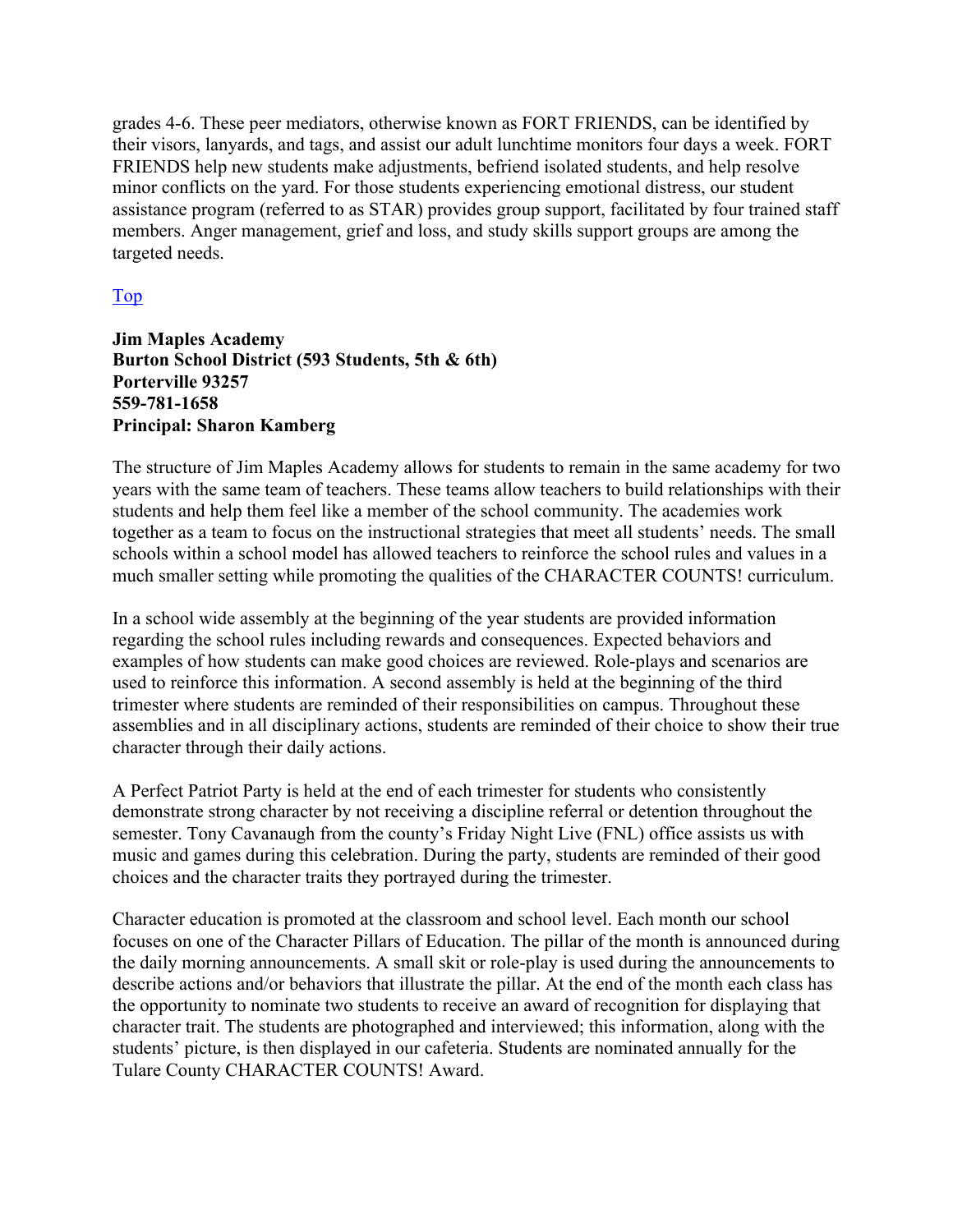grades 4-6. These peer mediators, otherwise known as FORT FRIENDS, can be identified by their visors, lanyards, and tags, and assist our adult lunchtime monitors four days a week. FORT FRIENDS help new students make adjustments, befriend isolated students, and help resolve minor conflicts on the yard. For those students experiencing emotional distress, our student assistance program (referred to as STAR) provides group support, facilitated by four trained staff members. Anger management, grief and loss, and study skills support groups are among the targeted needs.

Top

**Jim Maples Academy**
**Burton School District (593 Students, 5th & 6th)**
**Porterville 93257**
**559-781-1658**
**Principal: Sharon Kamberg**

The structure of Jim Maples Academy allows for students to remain in the same academy for two years with the same team of teachers. These teams allow teachers to build relationships with their students and help them feel like a member of the school community. The academies work together as a team to focus on the instructional strategies that meet all students' needs. The small schools within a school model has allowed teachers to reinforce the school rules and values in a much smaller setting while promoting the qualities of the CHARACTER COUNTS! curriculum.

In a school wide assembly at the beginning of the year students are provided information regarding the school rules including rewards and consequences. Expected behaviors and examples of how students can make good choices are reviewed. Role-plays and scenarios are used to reinforce this information. A second assembly is held at the beginning of the third trimester where students are reminded of their responsibilities on campus. Throughout these assemblies and in all disciplinary actions, students are reminded of their choice to show their true character through their daily actions.

A Perfect Patriot Party is held at the end of each trimester for students who consistently demonstrate strong character by not receiving a discipline referral or detention throughout the semester. Tony Cavanaugh from the county's Friday Night Live (FNL) office assists us with music and games during this celebration. During the party, students are reminded of their good choices and the character traits they portrayed during the trimester.

Character education is promoted at the classroom and school level. Each month our school focuses on one of the Character Pillars of Education. The pillar of the month is announced during the daily morning announcements. A small skit or role-play is used during the announcements to describe actions and/or behaviors that illustrate the pillar. At the end of the month each class has the opportunity to nominate two students to receive an award of recognition for displaying that character trait. The students are photographed and interviewed; this information, along with the students' picture, is then displayed in our cafeteria. Students are nominated annually for the Tulare County CHARACTER COUNTS! Award.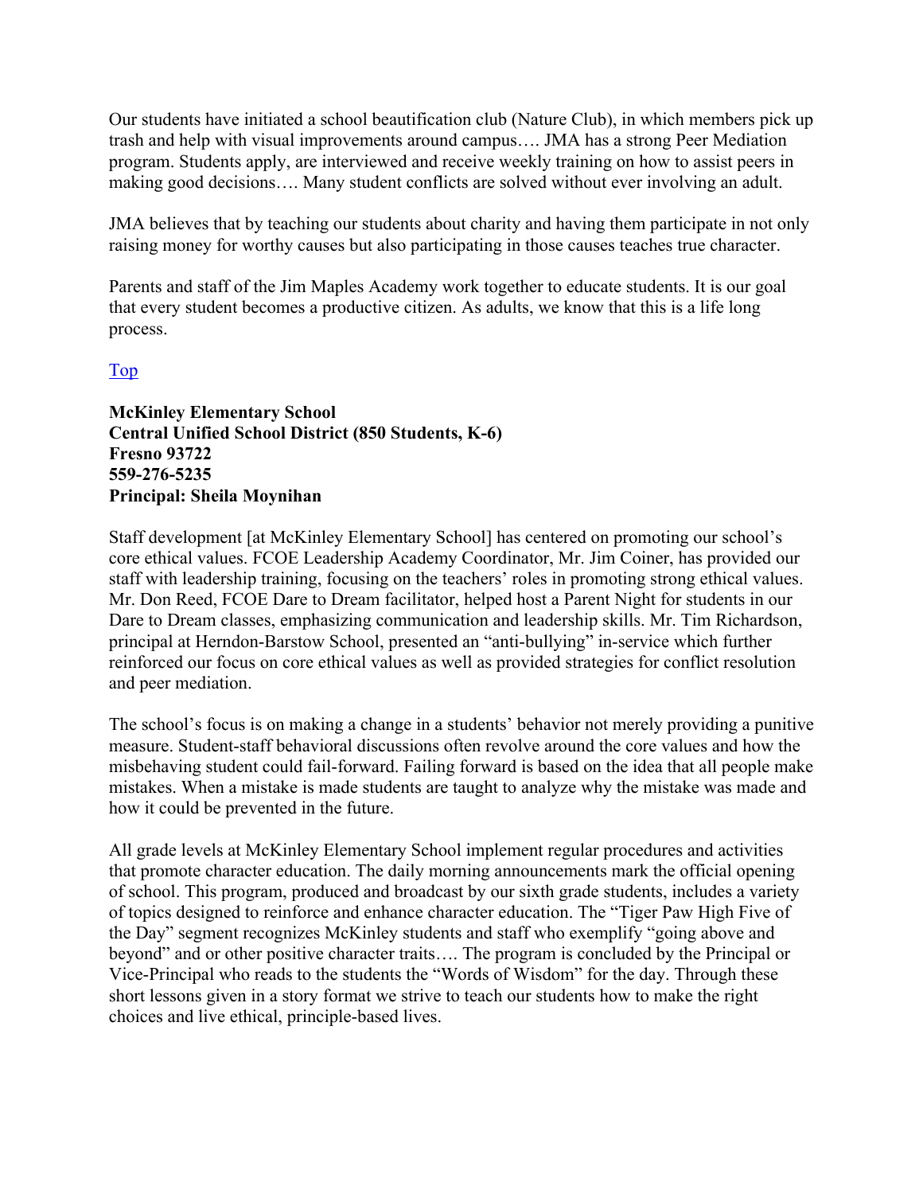Our students have initiated a school beautification club (Nature Club), in which members pick up trash and help with visual improvements around campus…. JMA has a strong Peer Mediation program. Students apply, are interviewed and receive weekly training on how to assist peers in making good decisions…. Many student conflicts are solved without ever involving an adult.

JMA believes that by teaching our students about charity and having them participate in not only raising money for worthy causes but also participating in those causes teaches true character.

Parents and staff of the Jim Maples Academy work together to educate students. It is our goal that every student becomes a productive citizen. As adults, we know that this is a life long process.

Top

**McKinley Elementary School**
**Central Unified School District (850 Students, K-6)**
**Fresno 93722**
**559-276-5235**
**Principal: Sheila Moynihan**

Staff development [at McKinley Elementary School] has centered on promoting our school's core ethical values. FCOE Leadership Academy Coordinator, Mr. Jim Coiner, has provided our staff with leadership training, focusing on the teachers' roles in promoting strong ethical values. Mr. Don Reed, FCOE Dare to Dream facilitator, helped host a Parent Night for students in our Dare to Dream classes, emphasizing communication and leadership skills. Mr. Tim Richardson, principal at Herndon-Barstow School, presented an "anti-bullying" in-service which further reinforced our focus on core ethical values as well as provided strategies for conflict resolution and peer mediation.

The school's focus is on making a change in a students' behavior not merely providing a punitive measure. Student-staff behavioral discussions often revolve around the core values and how the misbehaving student could fail-forward. Failing forward is based on the idea that all people make mistakes. When a mistake is made students are taught to analyze why the mistake was made and how it could be prevented in the future.

All grade levels at McKinley Elementary School implement regular procedures and activities that promote character education. The daily morning announcements mark the official opening of school. This program, produced and broadcast by our sixth grade students, includes a variety of topics designed to reinforce and enhance character education. The "Tiger Paw High Five of the Day" segment recognizes McKinley students and staff who exemplify "going above and beyond" and or other positive character traits…. The program is concluded by the Principal or Vice-Principal who reads to the students the "Words of Wisdom" for the day. Through these short lessons given in a story format we strive to teach our students how to make the right choices and live ethical, principle-based lives.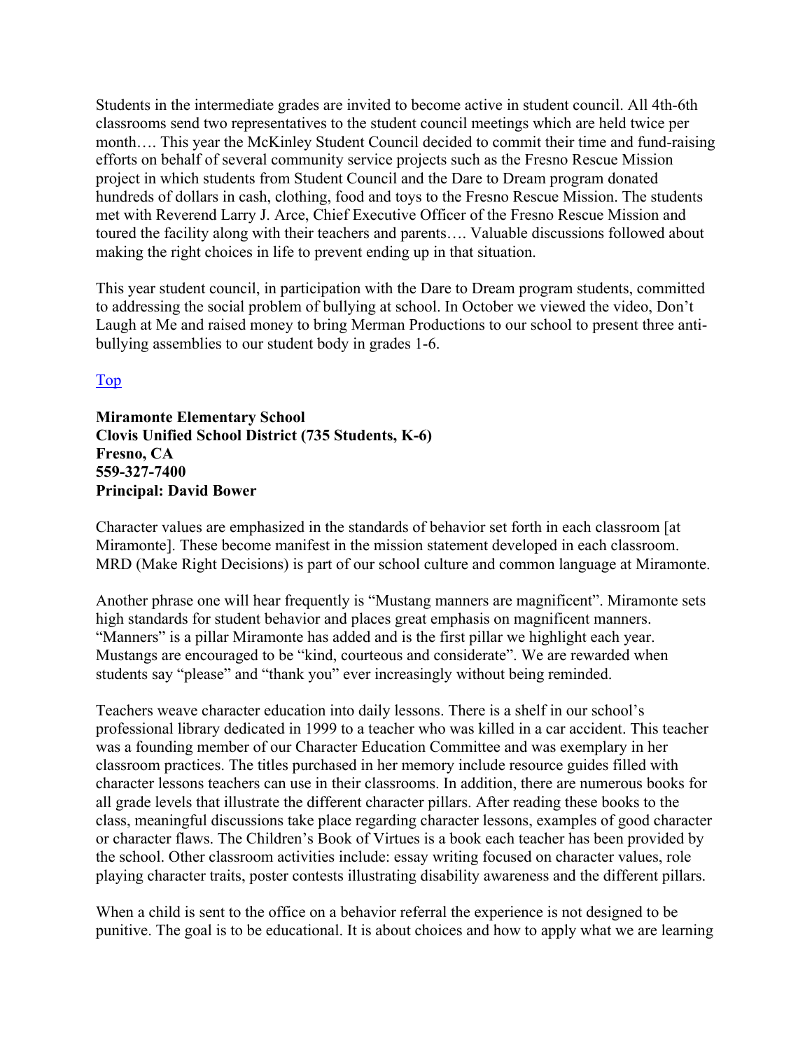Students in the intermediate grades are invited to become active in student council. All 4th-6th classrooms send two representatives to the student council meetings which are held twice per month…. This year the McKinley Student Council decided to commit their time and fund-raising efforts on behalf of several community service projects such as the Fresno Rescue Mission project in which students from Student Council and the Dare to Dream program donated hundreds of dollars in cash, clothing, food and toys to the Fresno Rescue Mission. The students met with Reverend Larry J. Arce, Chief Executive Officer of the Fresno Rescue Mission and toured the facility along with their teachers and parents…. Valuable discussions followed about making the right choices in life to prevent ending up in that situation.

This year student council, in participation with the Dare to Dream program students, committed to addressing the social problem of bullying at school. In October we viewed the video, Don't Laugh at Me and raised money to bring Merman Productions to our school to present three anti-bullying assemblies to our student body in grades 1-6.

Top

**Miramonte Elementary School**
**Clovis Unified School District (735 Students, K-6)**
**Fresno, CA**
**559-327-7400**
**Principal: David Bower**

Character values are emphasized in the standards of behavior set forth in each classroom [at Miramonte]. These become manifest in the mission statement developed in each classroom. MRD (Make Right Decisions) is part of our school culture and common language at Miramonte.

Another phrase one will hear frequently is "Mustang manners are magnificent". Miramonte sets high standards for student behavior and places great emphasis on magnificent manners. "Manners" is a pillar Miramonte has added and is the first pillar we highlight each year. Mustangs are encouraged to be "kind, courteous and considerate". We are rewarded when students say "please" and "thank you" ever increasingly without being reminded.

Teachers weave character education into daily lessons. There is a shelf in our school's professional library dedicated in 1999 to a teacher who was killed in a car accident. This teacher was a founding member of our Character Education Committee and was exemplary in her classroom practices. The titles purchased in her memory include resource guides filled with character lessons teachers can use in their classrooms. In addition, there are numerous books for all grade levels that illustrate the different character pillars. After reading these books to the class, meaningful discussions take place regarding character lessons, examples of good character or character flaws. The Children's Book of Virtues is a book each teacher has been provided by the school. Other classroom activities include: essay writing focused on character values, role playing character traits, poster contests illustrating disability awareness and the different pillars.

When a child is sent to the office on a behavior referral the experience is not designed to be punitive. The goal is to be educational. It is about choices and how to apply what we are learning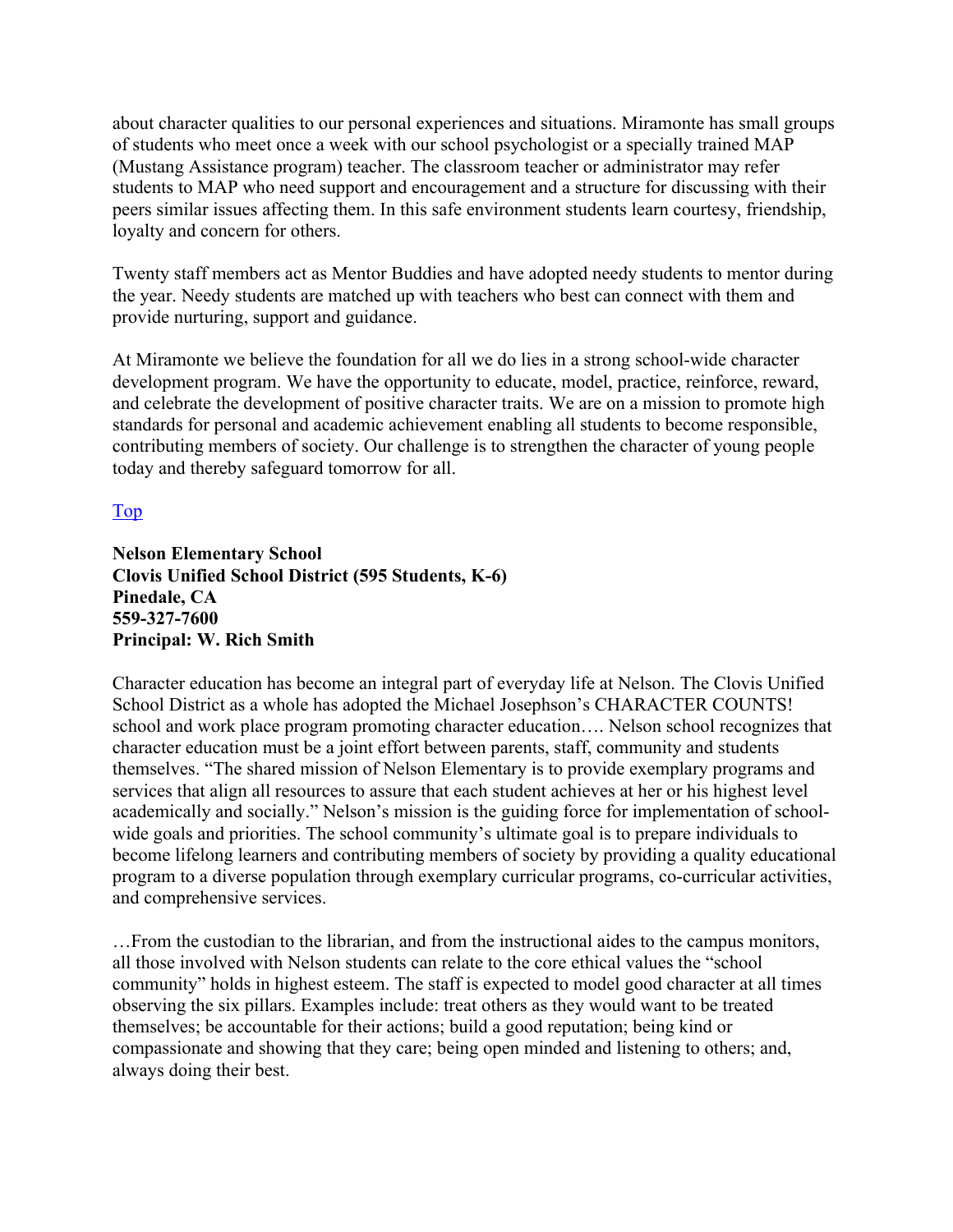about character qualities to our personal experiences and situations. Miramonte has small groups of students who meet once a week with our school psychologist or a specially trained MAP (Mustang Assistance program) teacher. The classroom teacher or administrator may refer students to MAP who need support and encouragement and a structure for discussing with their peers similar issues affecting them. In this safe environment students learn courtesy, friendship, loyalty and concern for others.

Twenty staff members act as Mentor Buddies and have adopted needy students to mentor during the year. Needy students are matched up with teachers who best can connect with them and provide nurturing, support and guidance.

At Miramonte we believe the foundation for all we do lies in a strong school-wide character development program. We have the opportunity to educate, model, practice, reinforce, reward, and celebrate the development of positive character traits. We are on a mission to promote high standards for personal and academic achievement enabling all students to become responsible, contributing members of society. Our challenge is to strengthen the character of young people today and thereby safeguard tomorrow for all.

Top

**Nelson Elementary School**
**Clovis Unified School District (595 Students, K-6)**
**Pinedale, CA**
**559-327-7600**
**Principal: W. Rich Smith**

Character education has become an integral part of everyday life at Nelson. The Clovis Unified School District as a whole has adopted the Michael Josephson's CHARACTER COUNTS! school and work place program promoting character education…. Nelson school recognizes that character education must be a joint effort between parents, staff, community and students themselves. "The shared mission of Nelson Elementary is to provide exemplary programs and services that align all resources to assure that each student achieves at her or his highest level academically and socially." Nelson's mission is the guiding force for implementation of school-wide goals and priorities. The school community's ultimate goal is to prepare individuals to become lifelong learners and contributing members of society by providing a quality educational program to a diverse population through exemplary curricular programs, co-curricular activities, and comprehensive services.

…From the custodian to the librarian, and from the instructional aides to the campus monitors, all those involved with Nelson students can relate to the core ethical values the "school community" holds in highest esteem. The staff is expected to model good character at all times observing the six pillars. Examples include: treat others as they would want to be treated themselves; be accountable for their actions; build a good reputation; being kind or compassionate and showing that they care; being open minded and listening to others; and, always doing their best.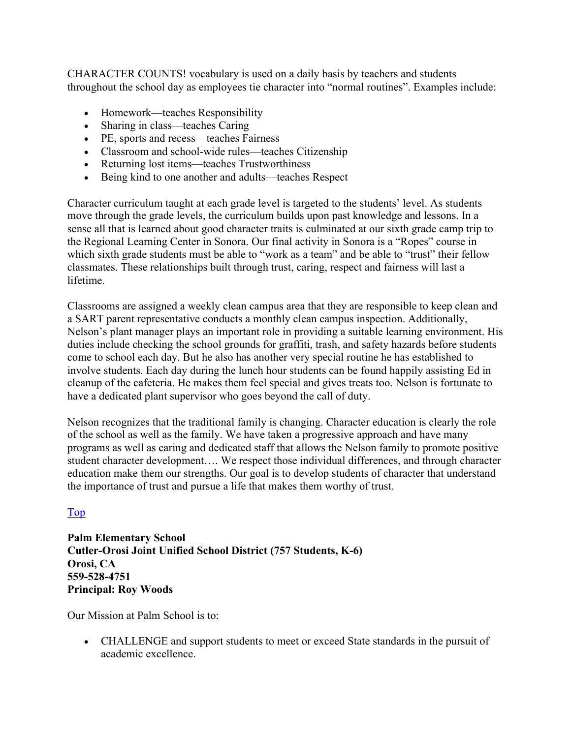CHARACTER COUNTS! vocabulary is used on a daily basis by teachers and students throughout the school day as employees tie character into "normal routines". Examples include:

- Homework—teaches Responsibility
- Sharing in class—teaches Caring
- PE, sports and recess—teaches Fairness
- Classroom and school-wide rules—teaches Citizenship
- Returning lost items—teaches Trustworthiness
- Being kind to one another and adults—teaches Respect

Character curriculum taught at each grade level is targeted to the students' level. As students move through the grade levels, the curriculum builds upon past knowledge and lessons. In a sense all that is learned about good character traits is culminated at our sixth grade camp trip to the Regional Learning Center in Sonora. Our final activity in Sonora is a "Ropes" course in which sixth grade students must be able to "work as a team" and be able to "trust" their fellow classmates. These relationships built through trust, caring, respect and fairness will last a lifetime.

Classrooms are assigned a weekly clean campus area that they are responsible to keep clean and a SART parent representative conducts a monthly clean campus inspection. Additionally, Nelson's plant manager plays an important role in providing a suitable learning environment. His duties include checking the school grounds for graffiti, trash, and safety hazards before students come to school each day. But he also has another very special routine he has established to involve students. Each day during the lunch hour students can be found happily assisting Ed in cleanup of the cafeteria. He makes them feel special and gives treats too. Nelson is fortunate to have a dedicated plant supervisor who goes beyond the call of duty.

Nelson recognizes that the traditional family is changing. Character education is clearly the role of the school as well as the family. We have taken a progressive approach and have many programs as well as caring and dedicated staff that allows the Nelson family to promote positive student character development…. We respect those individual differences, and through character education make them our strengths. Our goal is to develop students of character that understand the importance of trust and pursue a life that makes them worthy of trust.

[Top](#)

**Palm Elementary School**
**Cutler-Orosi Joint Unified School District (757 Students, K-6)**
**Orosi, CA**
**559-528-4751**
**Principal: Roy Woods**

Our Mission at Palm School is to:

- CHALLENGE and support students to meet or exceed State standards in the pursuit of academic excellence.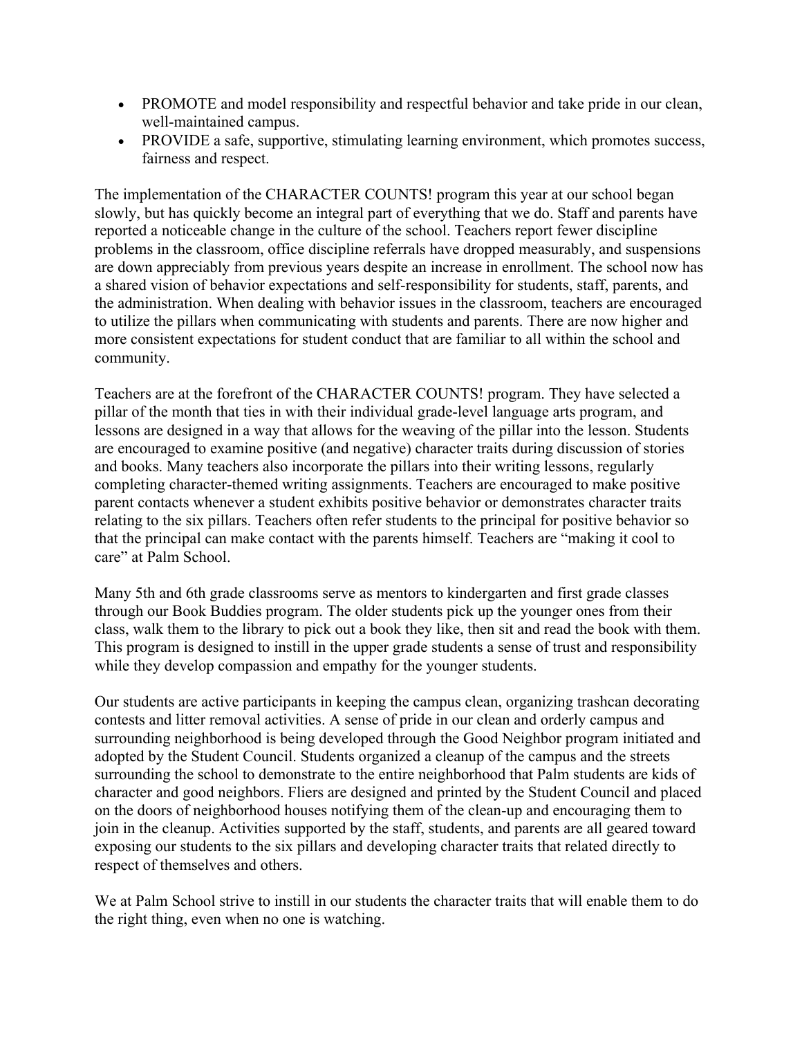- PROMOTE and model responsibility and respectful behavior and take pride in our clean, well-maintained campus.
- PROVIDE a safe, supportive, stimulating learning environment, which promotes success, fairness and respect.

The implementation of the CHARACTER COUNTS! program this year at our school began slowly, but has quickly become an integral part of everything that we do. Staff and parents have reported a noticeable change in the culture of the school. Teachers report fewer discipline problems in the classroom, office discipline referrals have dropped measurably, and suspensions are down appreciably from previous years despite an increase in enrollment. The school now has a shared vision of behavior expectations and self-responsibility for students, staff, parents, and the administration. When dealing with behavior issues in the classroom, teachers are encouraged to utilize the pillars when communicating with students and parents. There are now higher and more consistent expectations for student conduct that are familiar to all within the school and community.

Teachers are at the forefront of the CHARACTER COUNTS! program. They have selected a pillar of the month that ties in with their individual grade-level language arts program, and lessons are designed in a way that allows for the weaving of the pillar into the lesson. Students are encouraged to examine positive (and negative) character traits during discussion of stories and books. Many teachers also incorporate the pillars into their writing lessons, regularly completing character-themed writing assignments. Teachers are encouraged to make positive parent contacts whenever a student exhibits positive behavior or demonstrates character traits relating to the six pillars. Teachers often refer students to the principal for positive behavior so that the principal can make contact with the parents himself. Teachers are "making it cool to care" at Palm School.

Many 5th and 6th grade classrooms serve as mentors to kindergarten and first grade classes through our Book Buddies program. The older students pick up the younger ones from their class, walk them to the library to pick out a book they like, then sit and read the book with them. This program is designed to instill in the upper grade students a sense of trust and responsibility while they develop compassion and empathy for the younger students.

Our students are active participants in keeping the campus clean, organizing trashcan decorating contests and litter removal activities. A sense of pride in our clean and orderly campus and surrounding neighborhood is being developed through the Good Neighbor program initiated and adopted by the Student Council. Students organized a cleanup of the campus and the streets surrounding the school to demonstrate to the entire neighborhood that Palm students are kids of character and good neighbors. Fliers are designed and printed by the Student Council and placed on the doors of neighborhood houses notifying them of the clean-up and encouraging them to join in the cleanup. Activities supported by the staff, students, and parents are all geared toward exposing our students to the six pillars and developing character traits that related directly to respect of themselves and others.

We at Palm School strive to instill in our students the character traits that will enable them to do the right thing, even when no one is watching.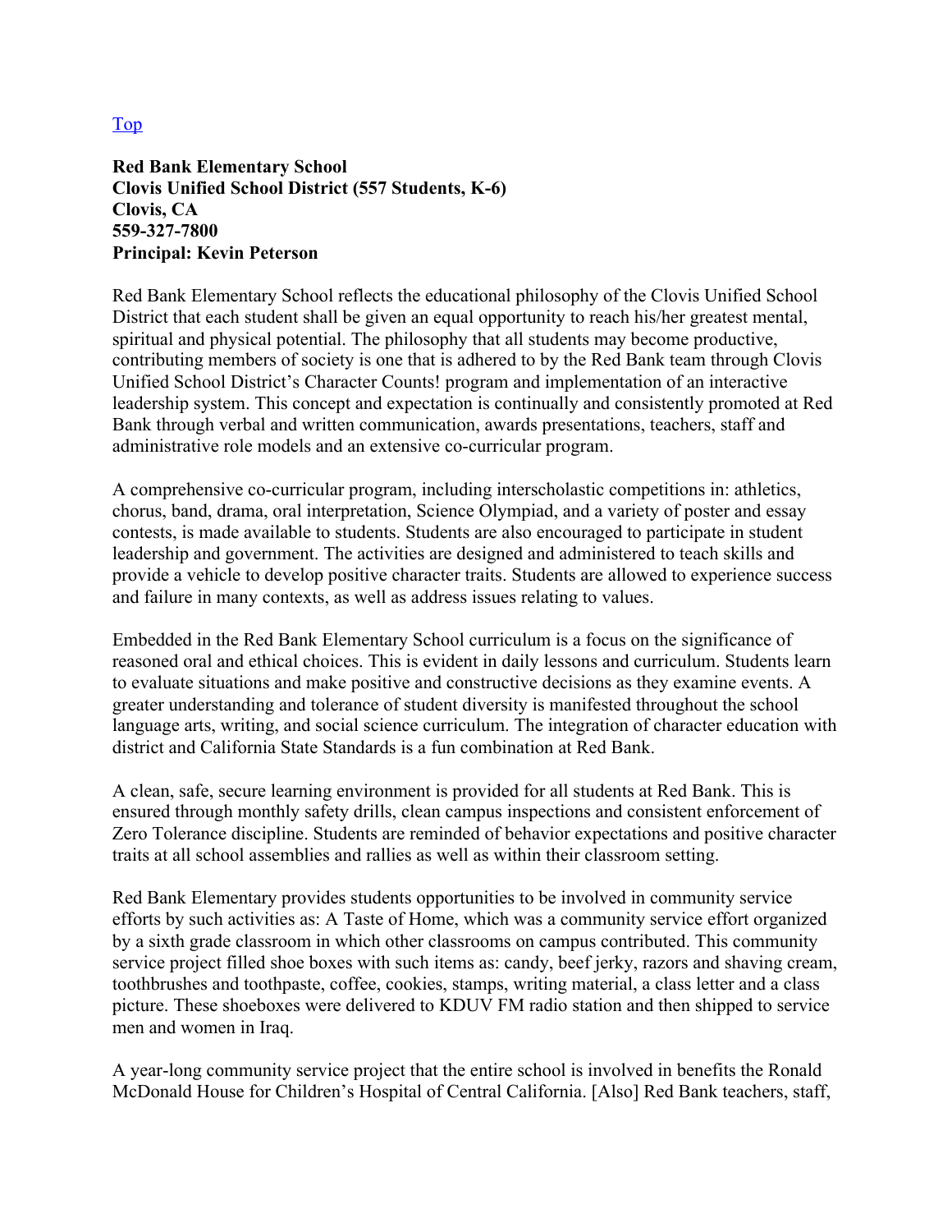[Top](#)

**Red Bank Elementary School**
**Clovis Unified School District (557 Students, K-6)**
**Clovis, CA**
**559-327-7800**
**Principal: Kevin Peterson**

Red Bank Elementary School reflects the educational philosophy of the Clovis Unified School District that each student shall be given an equal opportunity to reach his/her greatest mental, spiritual and physical potential. The philosophy that all students may become productive, contributing members of society is one that is adhered to by the Red Bank team through Clovis Unified School District's Character Counts! program and implementation of an interactive leadership system. This concept and expectation is continually and consistently promoted at Red Bank through verbal and written communication, awards presentations, teachers, staff and administrative role models and an extensive co-curricular program.

A comprehensive co-curricular program, including interscholastic competitions in: athletics, chorus, band, drama, oral interpretation, Science Olympiad, and a variety of poster and essay contests, is made available to students. Students are also encouraged to participate in student leadership and government. The activities are designed and administered to teach skills and provide a vehicle to develop positive character traits. Students are allowed to experience success and failure in many contexts, as well as address issues relating to values.

Embedded in the Red Bank Elementary School curriculum is a focus on the significance of reasoned oral and ethical choices. This is evident in daily lessons and curriculum. Students learn to evaluate situations and make positive and constructive decisions as they examine events. A greater understanding and tolerance of student diversity is manifested throughout the school language arts, writing, and social science curriculum. The integration of character education with district and California State Standards is a fun combination at Red Bank.

A clean, safe, secure learning environment is provided for all students at Red Bank. This is ensured through monthly safety drills, clean campus inspections and consistent enforcement of Zero Tolerance discipline. Students are reminded of behavior expectations and positive character traits at all school assemblies and rallies as well as within their classroom setting.

Red Bank Elementary provides students opportunities to be involved in community service efforts by such activities as: A Taste of Home, which was a community service effort organized by a sixth grade classroom in which other classrooms on campus contributed. This community service project filled shoe boxes with such items as: candy, beef jerky, razors and shaving cream, toothbrushes and toothpaste, coffee, cookies, stamps, writing material, a class letter and a class picture. These shoeboxes were delivered to KDUV FM radio station and then shipped to service men and women in Iraq.

A year-long community service project that the entire school is involved in benefits the Ronald McDonald House for Children's Hospital of Central California. [Also] Red Bank teachers, staff,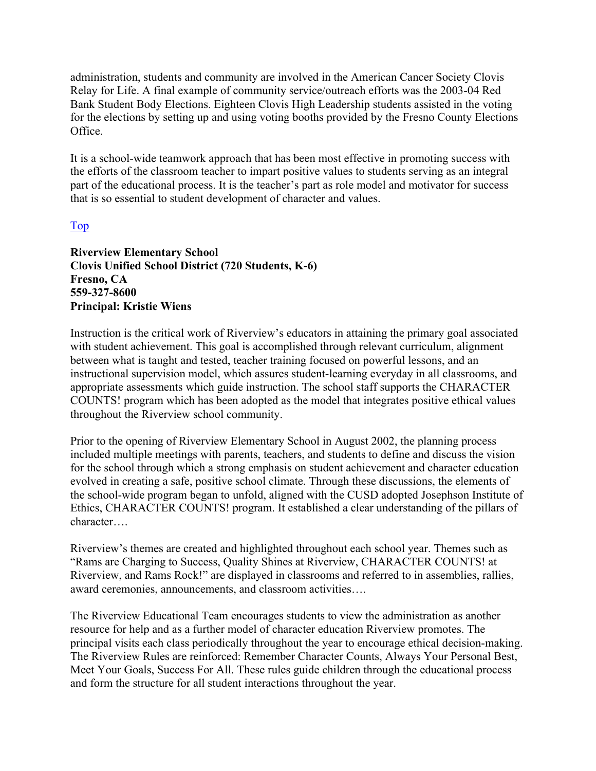administration, students and community are involved in the American Cancer Society Clovis Relay for Life. A final example of community service/outreach efforts was the 2003-04 Red Bank Student Body Elections. Eighteen Clovis High Leadership students assisted in the voting for the elections by setting up and using voting booths provided by the Fresno County Elections Office.

It is a school-wide teamwork approach that has been most effective in promoting success with the efforts of the classroom teacher to impart positive values to students serving as an integral part of the educational process. It is the teacher's part as role model and motivator for success that is so essential to student development of character and values.

Top

**Riverview Elementary School**
**Clovis Unified School District (720 Students, K-6)**
**Fresno, CA**
**559-327-8600**
**Principal: Kristie Wiens**

Instruction is the critical work of Riverview's educators in attaining the primary goal associated with student achievement. This goal is accomplished through relevant curriculum, alignment between what is taught and tested, teacher training focused on powerful lessons, and an instructional supervision model, which assures student-learning everyday in all classrooms, and appropriate assessments which guide instruction. The school staff supports the CHARACTER COUNTS! program which has been adopted as the model that integrates positive ethical values throughout the Riverview school community.

Prior to the opening of Riverview Elementary School in August 2002, the planning process included multiple meetings with parents, teachers, and students to define and discuss the vision for the school through which a strong emphasis on student achievement and character education evolved in creating a safe, positive school climate. Through these discussions, the elements of the school-wide program began to unfold, aligned with the CUSD adopted Josephson Institute of Ethics, CHARACTER COUNTS! program. It established a clear understanding of the pillars of character….

Riverview's themes are created and highlighted throughout each school year. Themes such as "Rams are Charging to Success, Quality Shines at Riverview, CHARACTER COUNTS! at Riverview, and Rams Rock!" are displayed in classrooms and referred to in assemblies, rallies, award ceremonies, announcements, and classroom activities….

The Riverview Educational Team encourages students to view the administration as another resource for help and as a further model of character education Riverview promotes. The principal visits each class periodically throughout the year to encourage ethical decision-making. The Riverview Rules are reinforced: Remember Character Counts, Always Your Personal Best, Meet Your Goals, Success For All. These rules guide children through the educational process and form the structure for all student interactions throughout the year.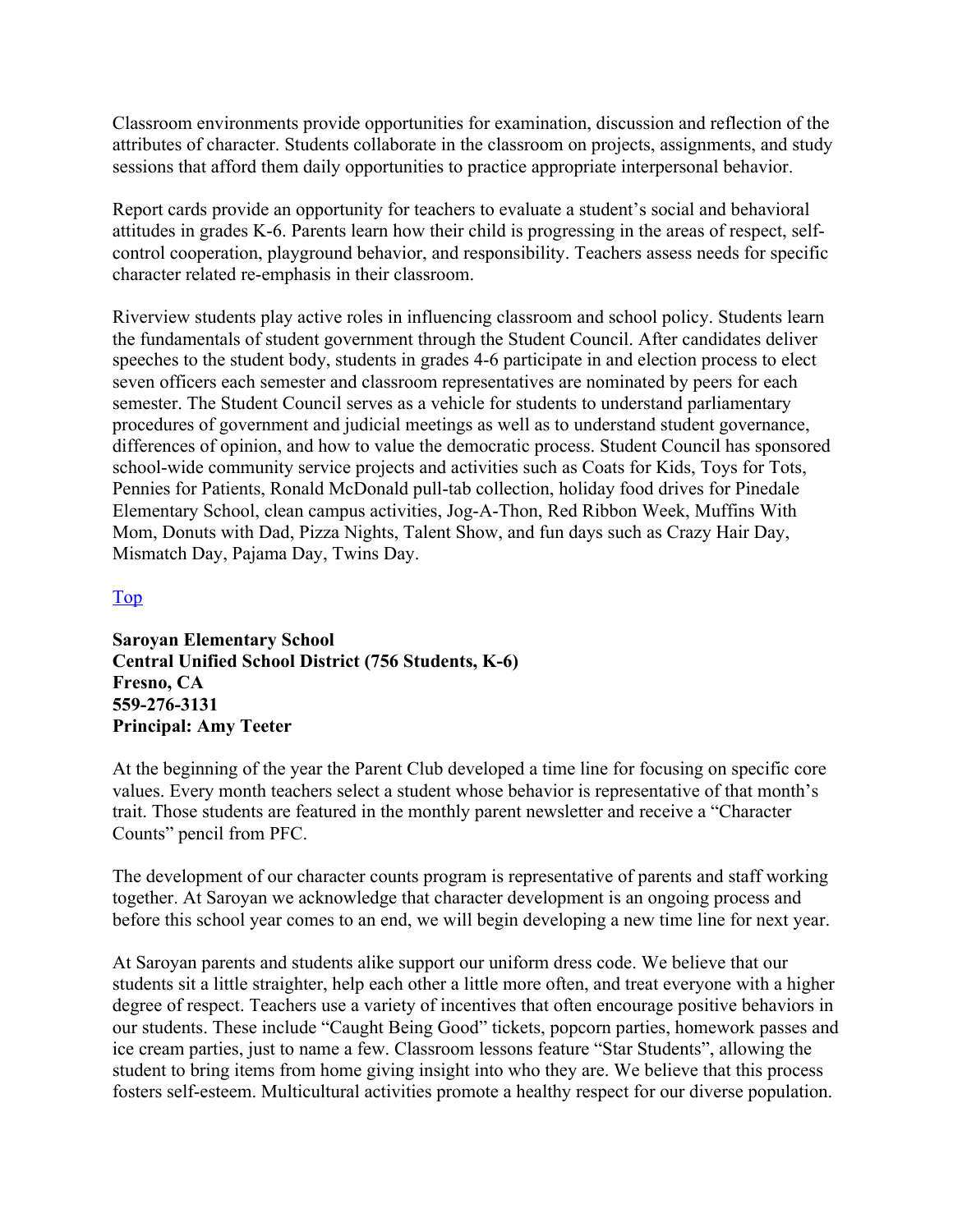Classroom environments provide opportunities for examination, discussion and reflection of the attributes of character. Students collaborate in the classroom on projects, assignments, and study sessions that afford them daily opportunities to practice appropriate interpersonal behavior.

Report cards provide an opportunity for teachers to evaluate a student's social and behavioral attitudes in grades K-6. Parents learn how their child is progressing in the areas of respect, self-control cooperation, playground behavior, and responsibility. Teachers assess needs for specific character related re-emphasis in their classroom.

Riverview students play active roles in influencing classroom and school policy. Students learn the fundamentals of student government through the Student Council. After candidates deliver speeches to the student body, students in grades 4-6 participate in and election process to elect seven officers each semester and classroom representatives are nominated by peers for each semester. The Student Council serves as a vehicle for students to understand parliamentary procedures of government and judicial meetings as well as to understand student governance, differences of opinion, and how to value the democratic process. Student Council has sponsored school-wide community service projects and activities such as Coats for Kids, Toys for Tots, Pennies for Patients, Ronald McDonald pull-tab collection, holiday food drives for Pinedale Elementary School, clean campus activities, Jog-A-Thon, Red Ribbon Week, Muffins With Mom, Donuts with Dad, Pizza Nights, Talent Show, and fun days such as Crazy Hair Day, Mismatch Day, Pajama Day, Twins Day.

Top

**Saroyan Elementary School**
**Central Unified School District (756 Students, K-6)**
**Fresno, CA**
**559-276-3131**
**Principal: Amy Teeter**

At the beginning of the year the Parent Club developed a time line for focusing on specific core values. Every month teachers select a student whose behavior is representative of that month's trait. Those students are featured in the monthly parent newsletter and receive a "Character Counts" pencil from PFC.

The development of our character counts program is representative of parents and staff working together. At Saroyan we acknowledge that character development is an ongoing process and before this school year comes to an end, we will begin developing a new time line for next year.

At Saroyan parents and students alike support our uniform dress code. We believe that our students sit a little straighter, help each other a little more often, and treat everyone with a higher degree of respect. Teachers use a variety of incentives that often encourage positive behaviors in our students. These include "Caught Being Good" tickets, popcorn parties, homework passes and ice cream parties, just to name a few. Classroom lessons feature "Star Students", allowing the student to bring items from home giving insight into who they are. We believe that this process fosters self-esteem. Multicultural activities promote a healthy respect for our diverse population.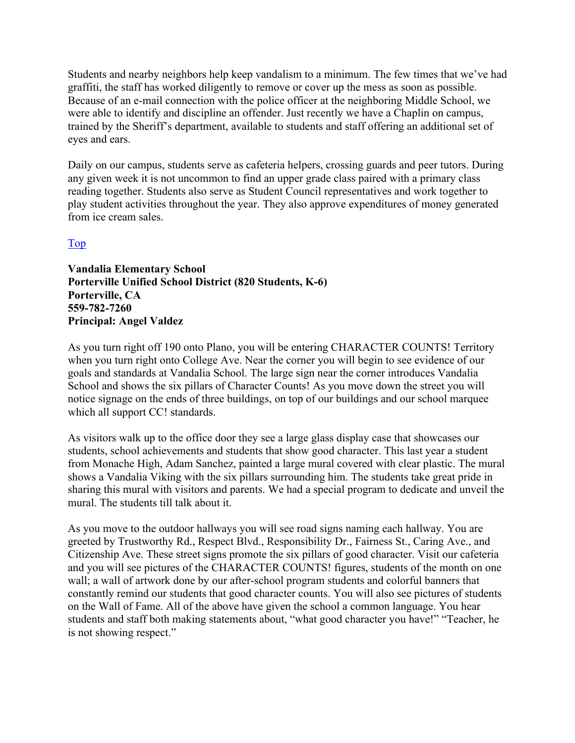Students and nearby neighbors help keep vandalism to a minimum. The few times that we've had graffiti, the staff has worked diligently to remove or cover up the mess as soon as possible. Because of an e-mail connection with the police officer at the neighboring Middle School, we were able to identify and discipline an offender. Just recently we have a Chaplin on campus, trained by the Sheriff's department, available to students and staff offering an additional set of eyes and ears.

Daily on our campus, students serve as cafeteria helpers, crossing guards and peer tutors. During any given week it is not uncommon to find an upper grade class paired with a primary class reading together. Students also serve as Student Council representatives and work together to play student activities throughout the year. They also approve expenditures of money generated from ice cream sales.

Top

**Vandalia Elementary School**
**Porterville Unified School District (820 Students, K-6)**
**Porterville, CA**
**559-782-7260**
**Principal: Angel Valdez**

As you turn right off 190 onto Plano, you will be entering CHARACTER COUNTS! Territory when you turn right onto College Ave. Near the corner you will begin to see evidence of our goals and standards at Vandalia School. The large sign near the corner introduces Vandalia School and shows the six pillars of Character Counts! As you move down the street you will notice signage on the ends of three buildings, on top of our buildings and our school marquee which all support CC! standards.

As visitors walk up to the office door they see a large glass display case that showcases our students, school achievements and students that show good character. This last year a student from Monache High, Adam Sanchez, painted a large mural covered with clear plastic. The mural shows a Vandalia Viking with the six pillars surrounding him. The students take great pride in sharing this mural with visitors and parents. We had a special program to dedicate and unveil the mural. The students till talk about it.

As you move to the outdoor hallways you will see road signs naming each hallway. You are greeted by Trustworthy Rd., Respect Blvd., Responsibility Dr., Fairness St., Caring Ave., and Citizenship Ave. These street signs promote the six pillars of good character. Visit our cafeteria and you will see pictures of the CHARACTER COUNTS! figures, students of the month on one wall; a wall of artwork done by our after-school program students and colorful banners that constantly remind our students that good character counts. You will also see pictures of students on the Wall of Fame. All of the above have given the school a common language. You hear students and staff both making statements about, "what good character you have!" "Teacher, he is not showing respect."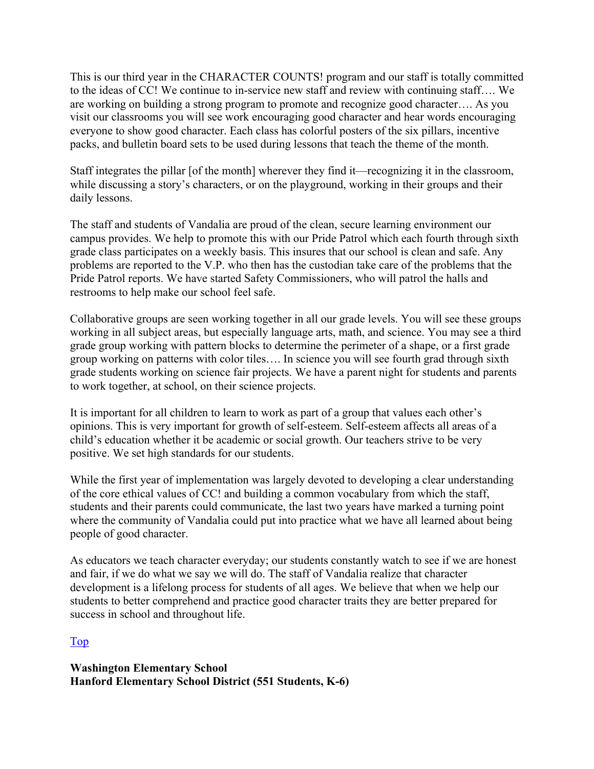This is our third year in the CHARACTER COUNTS! program and our staff is totally committed to the ideas of CC! We continue to in-service new staff and review with continuing staff…. We are working on building a strong program to promote and recognize good character…. As you visit our classrooms you will see work encouraging good character and hear words encouraging everyone to show good character. Each class has colorful posters of the six pillars, incentive packs, and bulletin board sets to be used during lessons that teach the theme of the month.

Staff integrates the pillar [of the month] wherever they find it—recognizing it in the classroom, while discussing a story's characters, or on the playground, working in their groups and their daily lessons.

The staff and students of Vandalia are proud of the clean, secure learning environment our campus provides. We help to promote this with our Pride Patrol which each fourth through sixth grade class participates on a weekly basis. This insures that our school is clean and safe. Any problems are reported to the V.P. who then has the custodian take care of the problems that the Pride Patrol reports. We have started Safety Commissioners, who will patrol the halls and restrooms to help make our school feel safe.

Collaborative groups are seen working together in all our grade levels. You will see these groups working in all subject areas, but especially language arts, math, and science. You may see a third grade group working with pattern blocks to determine the perimeter of a shape, or a first grade group working on patterns with color tiles…. In science you will see fourth grad through sixth grade students working on science fair projects. We have a parent night for students and parents to work together, at school, on their science projects.

It is important for all children to learn to work as part of a group that values each other's opinions. This is very important for growth of self-esteem. Self-esteem affects all areas of a child's education whether it be academic or social growth. Our teachers strive to be very positive. We set high standards for our students.

While the first year of implementation was largely devoted to developing a clear understanding of the core ethical values of CC! and building a common vocabulary from which the staff, students and their parents could communicate, the last two years have marked a turning point where the community of Vandalia could put into practice what we have all learned about being people of good character.

As educators we teach character everyday; our students constantly watch to see if we are honest and fair, if we do what we say we will do. The staff of Vandalia realize that character development is a lifelong process for students of all ages. We believe that when we help our students to better comprehend and practice good character traits they are better prepared for success in school and throughout life.

Top

**Washington Elementary School**
**Hanford Elementary School District (551 Students, K-6)**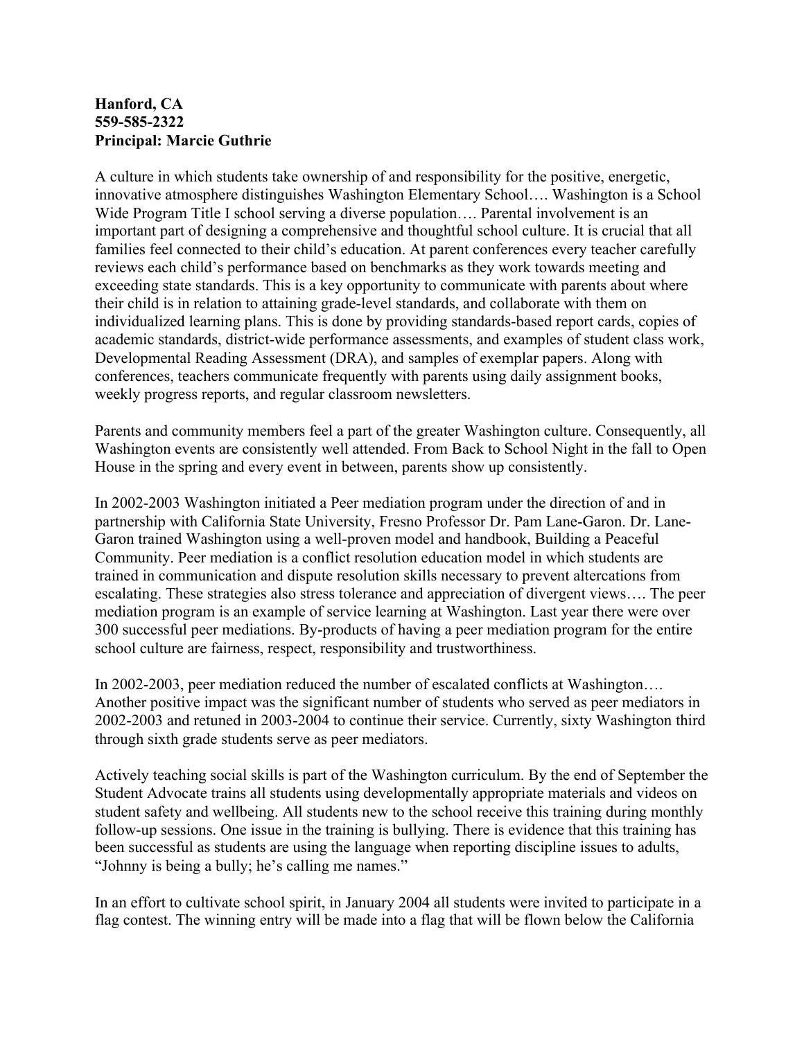**Hanford, CA**
**559-585-2322**
**Principal: Marcie Guthrie**

A culture in which students take ownership of and responsibility for the positive, energetic, innovative atmosphere distinguishes Washington Elementary School…. Washington is a School Wide Program Title I school serving a diverse population…. Parental involvement is an important part of designing a comprehensive and thoughtful school culture. It is crucial that all families feel connected to their child's education. At parent conferences every teacher carefully reviews each child's performance based on benchmarks as they work towards meeting and exceeding state standards. This is a key opportunity to communicate with parents about where their child is in relation to attaining grade-level standards, and collaborate with them on individualized learning plans. This is done by providing standards-based report cards, copies of academic standards, district-wide performance assessments, and examples of student class work, Developmental Reading Assessment (DRA), and samples of exemplar papers. Along with conferences, teachers communicate frequently with parents using daily assignment books, weekly progress reports, and regular classroom newsletters.

Parents and community members feel a part of the greater Washington culture. Consequently, all Washington events are consistently well attended. From Back to School Night in the fall to Open House in the spring and every event in between, parents show up consistently.

In 2002-2003 Washington initiated a Peer mediation program under the direction of and in partnership with California State University, Fresno Professor Dr. Pam Lane-Garon. Dr. Lane-Garon trained Washington using a well-proven model and handbook, Building a Peaceful Community. Peer mediation is a conflict resolution education model in which students are trained in communication and dispute resolution skills necessary to prevent altercations from escalating. These strategies also stress tolerance and appreciation of divergent views…. The peer mediation program is an example of service learning at Washington. Last year there were over 300 successful peer mediations. By-products of having a peer mediation program for the entire school culture are fairness, respect, responsibility and trustworthiness.

In 2002-2003, peer mediation reduced the number of escalated conflicts at Washington…. Another positive impact was the significant number of students who served as peer mediators in 2002-2003 and retuned in 2003-2004 to continue their service. Currently, sixty Washington third through sixth grade students serve as peer mediators.

Actively teaching social skills is part of the Washington curriculum. By the end of September the Student Advocate trains all students using developmentally appropriate materials and videos on student safety and wellbeing. All students new to the school receive this training during monthly follow-up sessions. One issue in the training is bullying. There is evidence that this training has been successful as students are using the language when reporting discipline issues to adults, "Johnny is being a bully; he's calling me names."

In an effort to cultivate school spirit, in January 2004 all students were invited to participate in a flag contest. The winning entry will be made into a flag that will be flown below the California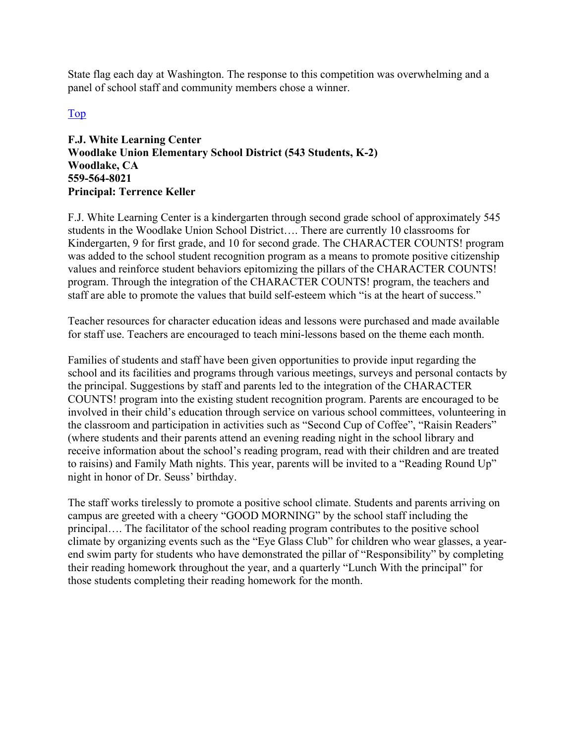State flag each day at Washington. The response to this competition was overwhelming and a panel of school staff and community members chose a winner.

Top

**F.J. White Learning Center**
**Woodlake Union Elementary School District (543 Students, K-2)**
**Woodlake, CA**
**559-564-8021**
**Principal: Terrence Keller**

F.J. White Learning Center is a kindergarten through second grade school of approximately 545 students in the Woodlake Union School District…. There are currently 10 classrooms for Kindergarten, 9 for first grade, and 10 for second grade. The CHARACTER COUNTS! program was added to the school student recognition program as a means to promote positive citizenship values and reinforce student behaviors epitomizing the pillars of the CHARACTER COUNTS! program. Through the integration of the CHARACTER COUNTS! program, the teachers and staff are able to promote the values that build self-esteem which "is at the heart of success."

Teacher resources for character education ideas and lessons were purchased and made available for staff use. Teachers are encouraged to teach mini-lessons based on the theme each month.

Families of students and staff have been given opportunities to provide input regarding the school and its facilities and programs through various meetings, surveys and personal contacts by the principal. Suggestions by staff and parents led to the integration of the CHARACTER COUNTS! program into the existing student recognition program. Parents are encouraged to be involved in their child's education through service on various school committees, volunteering in the classroom and participation in activities such as "Second Cup of Coffee", "Raisin Readers" (where students and their parents attend an evening reading night in the school library and receive information about the school's reading program, read with their children and are treated to raisins) and Family Math nights. This year, parents will be invited to a "Reading Round Up" night in honor of Dr. Seuss' birthday.

The staff works tirelessly to promote a positive school climate. Students and parents arriving on campus are greeted with a cheery "GOOD MORNING" by the school staff including the principal…. The facilitator of the school reading program contributes to the positive school climate by organizing events such as the "Eye Glass Club" for children who wear glasses, a year-end swim party for students who have demonstrated the pillar of "Responsibility" by completing their reading homework throughout the year, and a quarterly "Lunch With the principal" for those students completing their reading homework for the month.